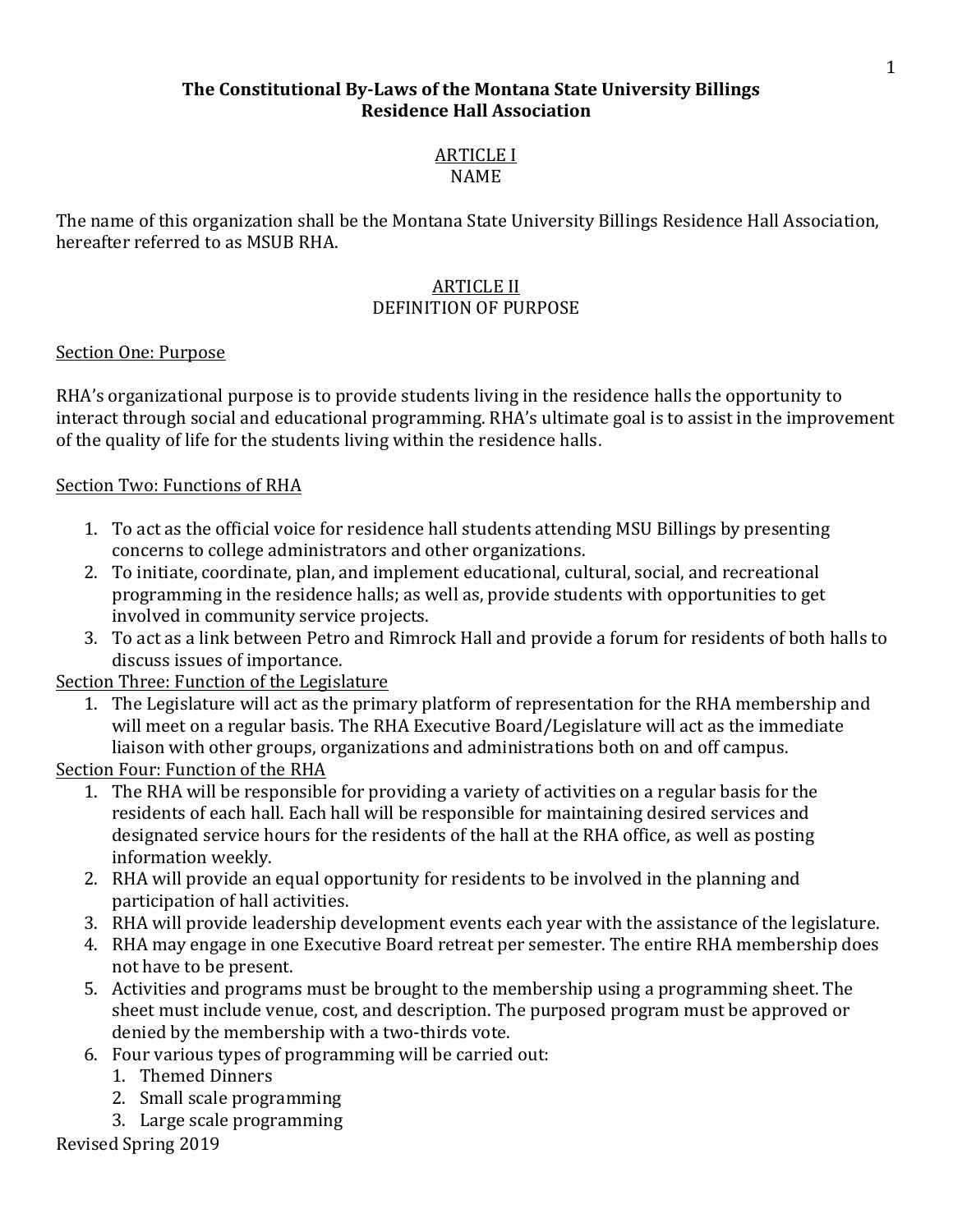# The Constitutional By-Laws of the Montana State University Billings Residence Hall Association

## ARTICLE I
## NAME

The name of this organization shall be the Montana State University Billings Residence Hall Association, hereafter referred to as MSUB RHA.

## ARTICLE II
## DEFINITION OF PURPOSE

### Section One: Purpose

RHA's organizational purpose is to provide students living in the residence halls the opportunity to interact through social and educational programming. RHA's ultimate goal is to assist in the improvement of the quality of life for the students living within the residence halls.

### Section Two: Functions of RHA

1. To act as the official voice for residence hall students attending MSU Billings by presenting concerns to college administrators and other organizations.
2. To initiate, coordinate, plan, and implement educational, cultural, social, and recreational programming in the residence halls; as well as, provide students with opportunities to get involved in community service projects.
3. To act as a link between Petro and Rimrock Hall and provide a forum for residents of both halls to discuss issues of importance.

### Section Three: Function of the Legislature

1. The Legislature will act as the primary platform of representation for the RHA membership and will meet on a regular basis. The RHA Executive Board/Legislature will act as the immediate liaison with other groups, organizations and administrations both on and off campus.

### Section Four: Function of the RHA

1. The RHA will be responsible for providing a variety of activities on a regular basis for the residents of each hall. Each hall will be responsible for maintaining desired services and designated service hours for the residents of the hall at the RHA office, as well as posting information weekly.
2. RHA will provide an equal opportunity for residents to be involved in the planning and participation of hall activities.
3. RHA will provide leadership development events each year with the assistance of the legislature.
4. RHA may engage in one Executive Board retreat per semester. The entire RHA membership does not have to be present.
5. Activities and programs must be brought to the membership using a programming sheet. The sheet must include venue, cost, and description. The purposed program must be approved or denied by the membership with a two-thirds vote.
6. Four various types of programming will be carried out:
   1. Themed Dinners
   2. Small scale programming
   3. Large scale programming

Revised Spring 2019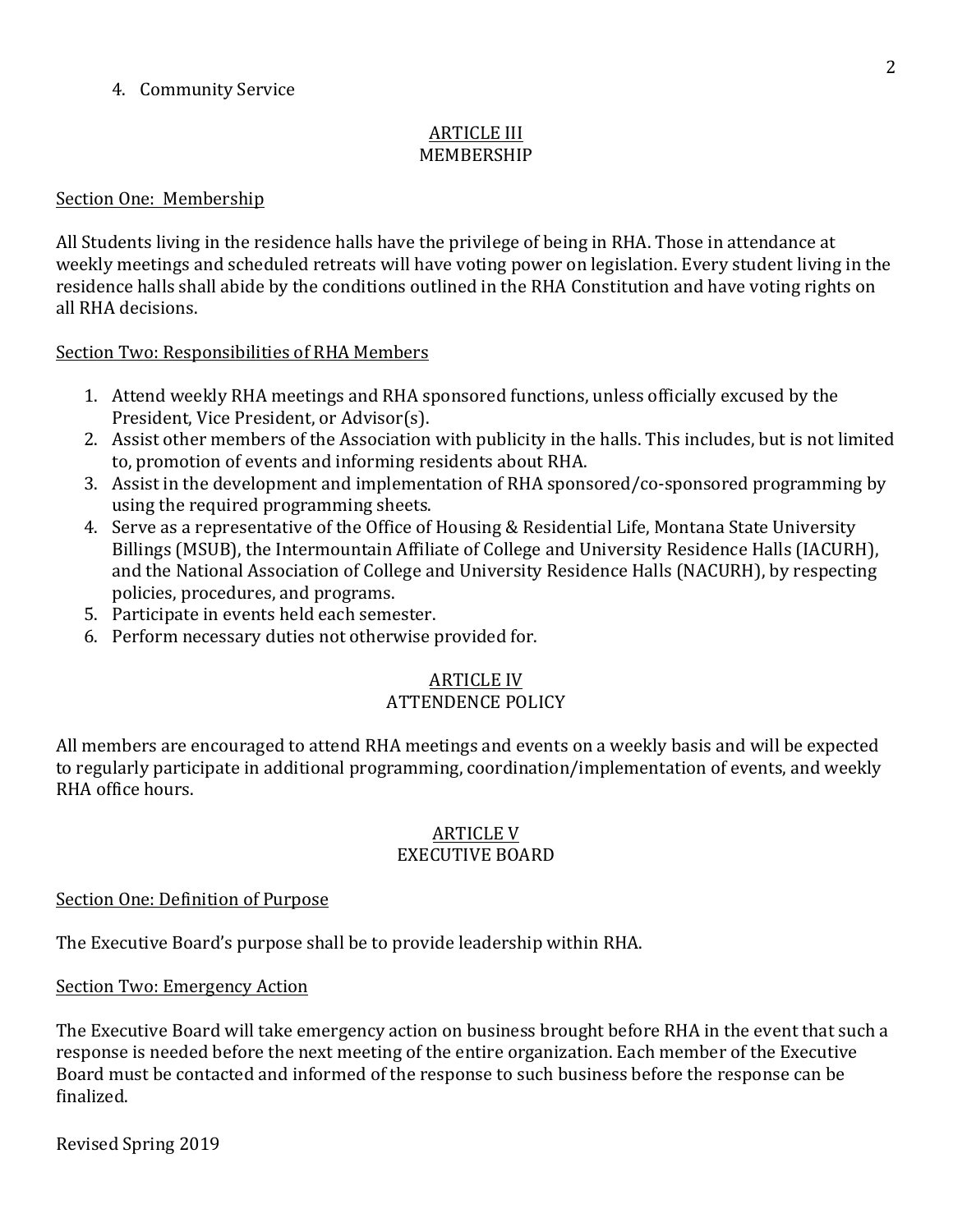4. Community Service

## ARTICLE III
## MEMBERSHIP

Section One: Membership

All Students living in the residence halls have the privilege of being in RHA. Those in attendance at weekly meetings and scheduled retreats will have voting power on legislation. Every student living in the residence halls shall abide by the conditions outlined in the RHA Constitution and have voting rights on all RHA decisions.

Section Two: Responsibilities of RHA Members

1. Attend weekly RHA meetings and RHA sponsored functions, unless officially excused by the President, Vice President, or Advisor(s).
2. Assist other members of the Association with publicity in the halls. This includes, but is not limited to, promotion of events and informing residents about RHA.
3. Assist in the development and implementation of RHA sponsored/co-sponsored programming by using the required programming sheets.
4. Serve as a representative of the Office of Housing & Residential Life, Montana State University Billings (MSUB), the Intermountain Affiliate of College and University Residence Halls (IACURH), and the National Association of College and University Residence Halls (NACURH), by respecting policies, procedures, and programs.
5. Participate in events held each semester.
6. Perform necessary duties not otherwise provided for.

## ARTICLE IV
## ATTENDENCE POLICY

All members are encouraged to attend RHA meetings and events on a weekly basis and will be expected to regularly participate in additional programming, coordination/implementation of events, and weekly RHA office hours.

## ARTICLE V
## EXECUTIVE BOARD

Section One: Definition of Purpose

The Executive Board's purpose shall be to provide leadership within RHA.

Section Two: Emergency Action

The Executive Board will take emergency action on business brought before RHA in the event that such a response is needed before the next meeting of the entire organization. Each member of the Executive Board must be contacted and informed of the response to such business before the response can be finalized.

Revised Spring 2019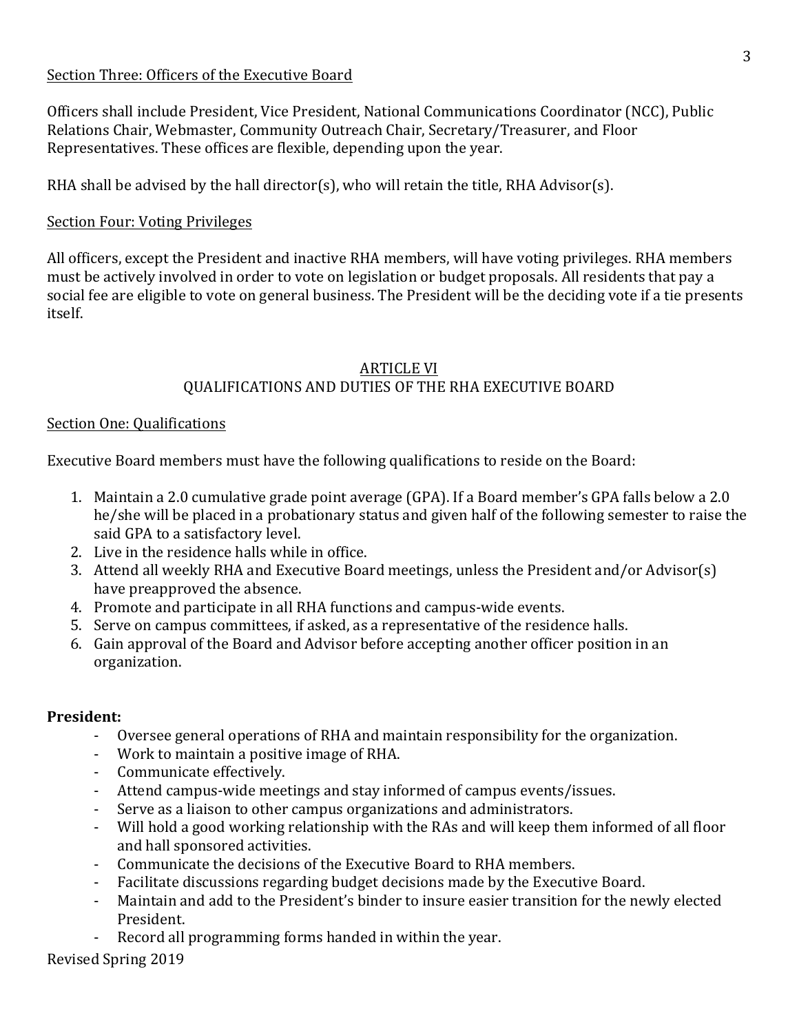Section Three: Officers of the Executive Board

Officers shall include President, Vice President, National Communications Coordinator (NCC), Public Relations Chair, Webmaster, Community Outreach Chair, Secretary/Treasurer, and Floor Representatives. These offices are flexible, depending upon the year.

RHA shall be advised by the hall director(s), who will retain the title, RHA Advisor(s).

Section Four: Voting Privileges

All officers, except the President and inactive RHA members, will have voting privileges. RHA members must be actively involved in order to vote on legislation or budget proposals. All residents that pay a social fee are eligible to vote on general business. The President will be the deciding vote if a tie presents itself.

## ARTICLE VI
## QUALIFICATIONS AND DUTIES OF THE RHA EXECUTIVE BOARD

Section One: Qualifications

Executive Board members must have the following qualifications to reside on the Board:

1. Maintain a 2.0 cumulative grade point average (GPA). If a Board member's GPA falls below a 2.0 he/she will be placed in a probationary status and given half of the following semester to raise the said GPA to a satisfactory level.
2. Live in the residence halls while in office.
3. Attend all weekly RHA and Executive Board meetings, unless the President and/or Advisor(s) have preapproved the absence.
4. Promote and participate in all RHA functions and campus-wide events.
5. Serve on campus committees, if asked, as a representative of the residence halls.
6. Gain approval of the Board and Advisor before accepting another officer position in an organization.

**President:**

- Oversee general operations of RHA and maintain responsibility for the organization.
- Work to maintain a positive image of RHA.
- Communicate effectively.
- Attend campus-wide meetings and stay informed of campus events/issues.
- Serve as a liaison to other campus organizations and administrators.
- Will hold a good working relationship with the RAs and will keep them informed of all floor and hall sponsored activities.
- Communicate the decisions of the Executive Board to RHA members.
- Facilitate discussions regarding budget decisions made by the Executive Board.
- Maintain and add to the President's binder to insure easier transition for the newly elected President.
- Record all programming forms handed in within the year.

Revised Spring 2019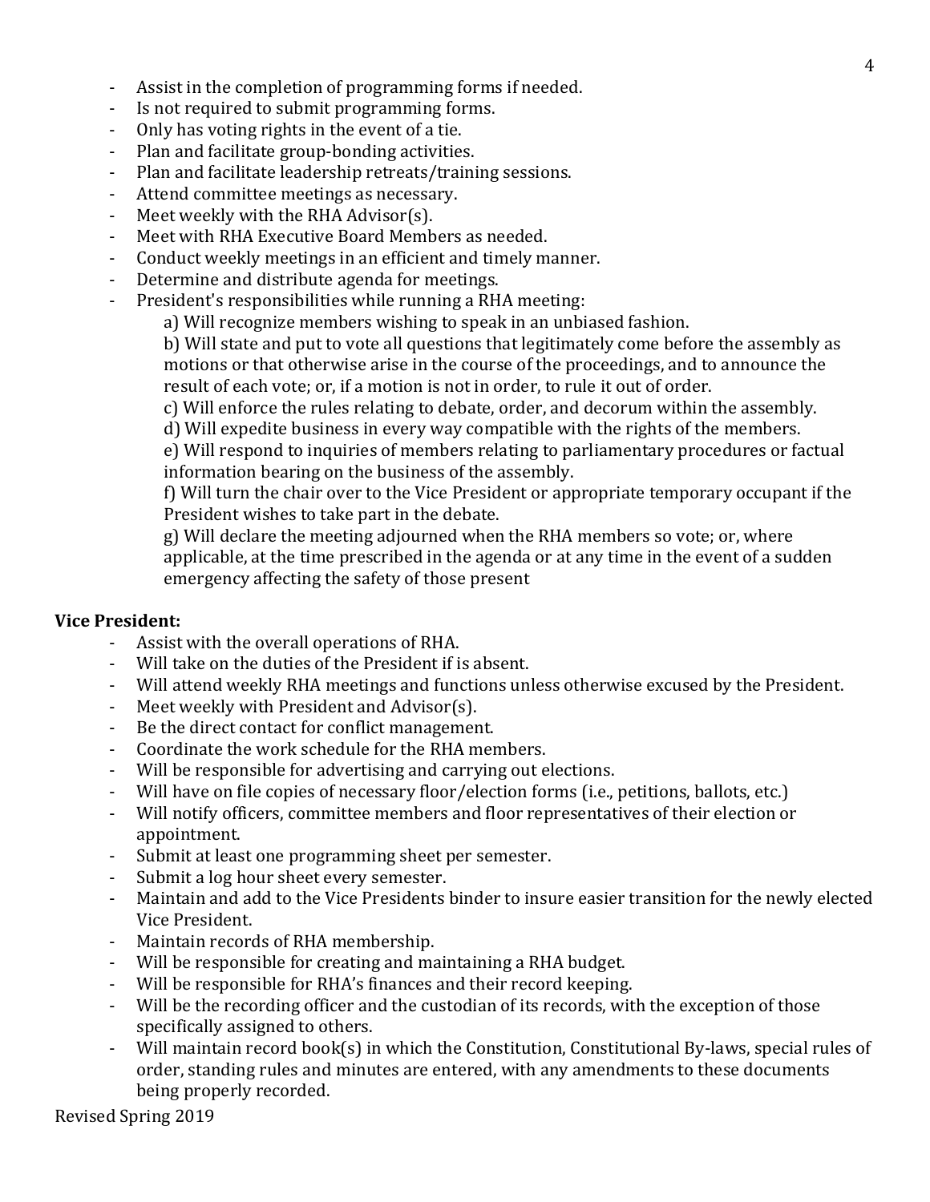- Assist in the completion of programming forms if needed.
- Is not required to submit programming forms.
- Only has voting rights in the event of a tie.
- Plan and facilitate group-bonding activities.
- Plan and facilitate leadership retreats/training sessions.
- Attend committee meetings as necessary.
- Meet weekly with the RHA Advisor(s).
- Meet with RHA Executive Board Members as needed.
- Conduct weekly meetings in an efficient and timely manner.
- Determine and distribute agenda for meetings.
- President's responsibilities while running a RHA meeting:

  a) Will recognize members wishing to speak in an unbiased fashion.

  b) Will state and put to vote all questions that legitimately come before the assembly as motions or that otherwise arise in the course of the proceedings, and to announce the result of each vote; or, if a motion is not in order, to rule it out of order.

  c) Will enforce the rules relating to debate, order, and decorum within the assembly.

  d) Will expedite business in every way compatible with the rights of the members.

  e) Will respond to inquiries of members relating to parliamentary procedures or factual information bearing on the business of the assembly.

  f) Will turn the chair over to the Vice President or appropriate temporary occupant if the President wishes to take part in the debate.

  g) Will declare the meeting adjourned when the RHA members so vote; or, where applicable, at the time prescribed in the agenda or at any time in the event of a sudden emergency affecting the safety of those present

**Vice President:**

- Assist with the overall operations of RHA.
- Will take on the duties of the President if is absent.
- Will attend weekly RHA meetings and functions unless otherwise excused by the President.
- Meet weekly with President and Advisor(s).
- Be the direct contact for conflict management.
- Coordinate the work schedule for the RHA members.
- Will be responsible for advertising and carrying out elections.
- Will have on file copies of necessary floor/election forms (i.e., petitions, ballots, etc.)
- Will notify officers, committee members and floor representatives of their election or appointment.
- Submit at least one programming sheet per semester.
- Submit a log hour sheet every semester.
- Maintain and add to the Vice Presidents binder to insure easier transition for the newly elected Vice President.
- Maintain records of RHA membership.
- Will be responsible for creating and maintaining a RHA budget.
- Will be responsible for RHA's finances and their record keeping.
- Will be the recording officer and the custodian of its records, with the exception of those specifically assigned to others.
- Will maintain record book(s) in which the Constitution, Constitutional By-laws, special rules of order, standing rules and minutes are entered, with any amendments to these documents being properly recorded.

Revised Spring 2019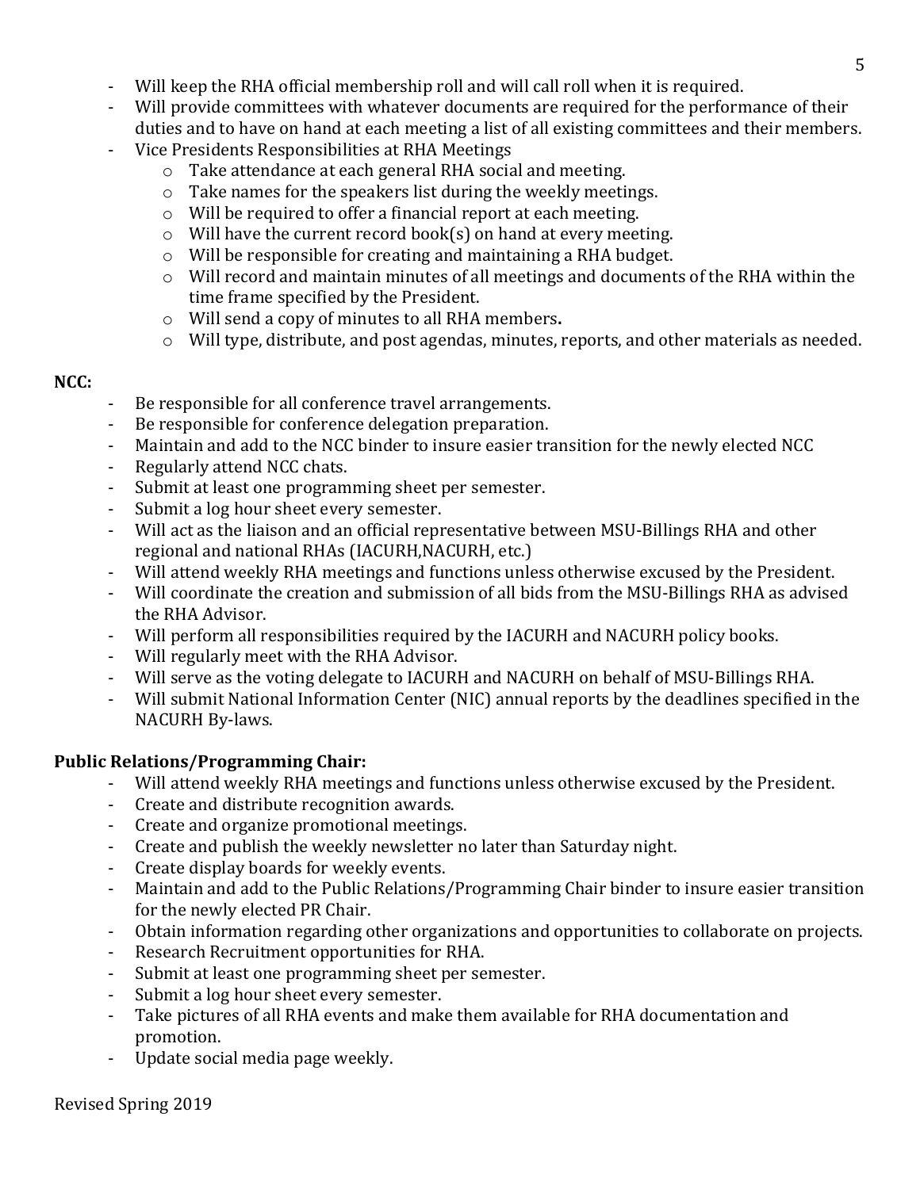- Will keep the RHA official membership roll and will call roll when it is required.
- Will provide committees with whatever documents are required for the performance of their duties and to have on hand at each meeting a list of all existing committees and their members.
- Vice Presidents Responsibilities at RHA Meetings
  - Take attendance at each general RHA social and meeting.
  - Take names for the speakers list during the weekly meetings.
  - Will be required to offer a financial report at each meeting.
  - Will have the current record book(s) on hand at every meeting.
  - Will be responsible for creating and maintaining a RHA budget.
  - Will record and maintain minutes of all meetings and documents of the RHA within the time frame specified by the President.
  - Will send a copy of minutes to all RHA members**.**
  - Will type, distribute, and post agendas, minutes, reports, and other materials as needed.

**NCC:**

- Be responsible for all conference travel arrangements.
- Be responsible for conference delegation preparation.
- Maintain and add to the NCC binder to insure easier transition for the newly elected NCC
- Regularly attend NCC chats.
- Submit at least one programming sheet per semester.
- Submit a log hour sheet every semester.
- Will act as the liaison and an official representative between MSU-Billings RHA and other regional and national RHAs (IACURH,NACURH, etc.)
- Will attend weekly RHA meetings and functions unless otherwise excused by the President.
- Will coordinate the creation and submission of all bids from the MSU-Billings RHA as advised the RHA Advisor.
- Will perform all responsibilities required by the IACURH and NACURH policy books.
- Will regularly meet with the RHA Advisor.
- Will serve as the voting delegate to IACURH and NACURH on behalf of MSU-Billings RHA.
- Will submit National Information Center (NIC) annual reports by the deadlines specified in the NACURH By-laws.

**Public Relations/Programming Chair:**

- Will attend weekly RHA meetings and functions unless otherwise excused by the President.
- Create and distribute recognition awards.
- Create and organize promotional meetings.
- Create and publish the weekly newsletter no later than Saturday night.
- Create display boards for weekly events.
- Maintain and add to the Public Relations/Programming Chair binder to insure easier transition for the newly elected PR Chair.
- Obtain information regarding other organizations and opportunities to collaborate on projects.
- Research Recruitment opportunities for RHA.
- Submit at least one programming sheet per semester.
- Submit a log hour sheet every semester.
- Take pictures of all RHA events and make them available for RHA documentation and promotion.
- Update social media page weekly.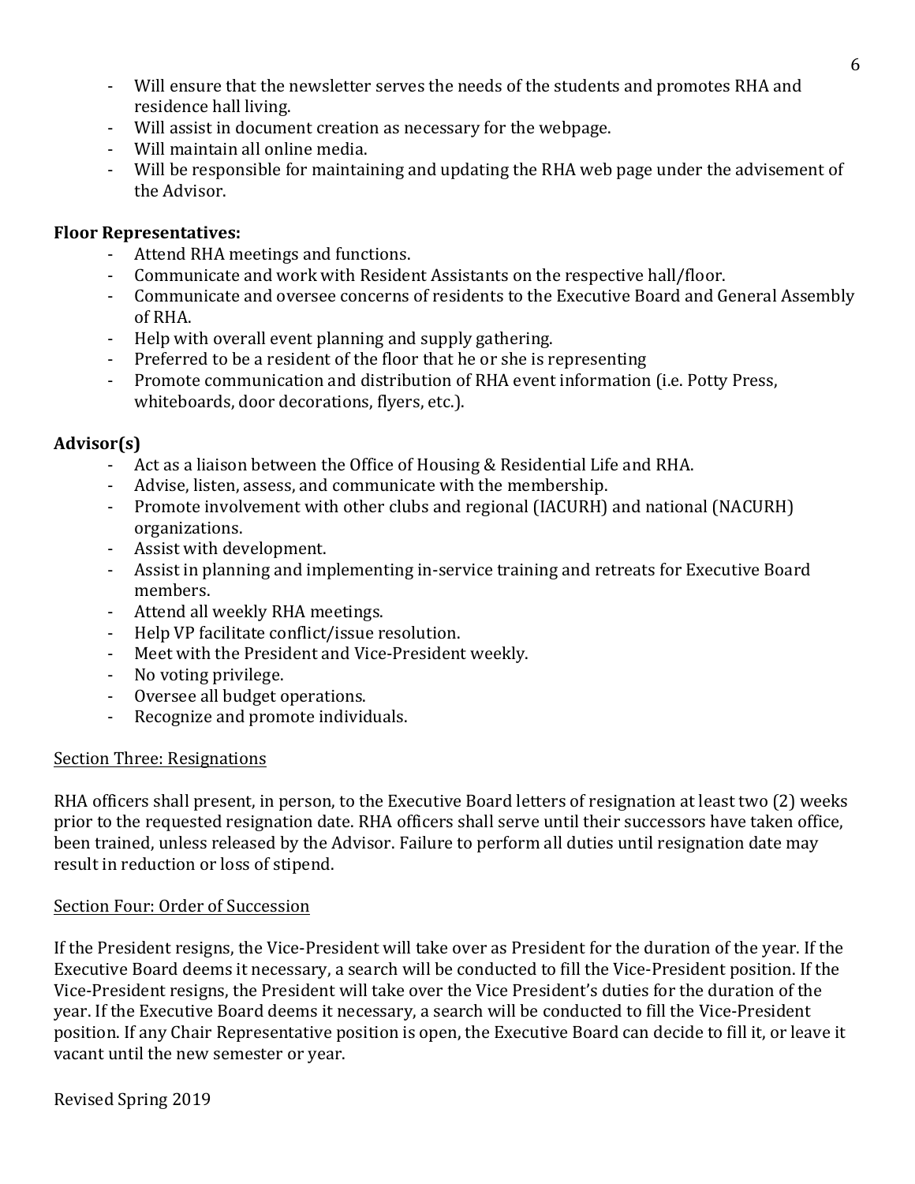- Will ensure that the newsletter serves the needs of the students and promotes RHA and residence hall living.
- Will assist in document creation as necessary for the webpage.
- Will maintain all online media.
- Will be responsible for maintaining and updating the RHA web page under the advisement of the Advisor.

**Floor Representatives:**

- Attend RHA meetings and functions.
- Communicate and work with Resident Assistants on the respective hall/floor.
- Communicate and oversee concerns of residents to the Executive Board and General Assembly of RHA.
- Help with overall event planning and supply gathering.
- Preferred to be a resident of the floor that he or she is representing
- Promote communication and distribution of RHA event information (i.e. Potty Press, whiteboards, door decorations, flyers, etc.).

**Advisor(s)**

- Act as a liaison between the Office of Housing & Residential Life and RHA.
- Advise, listen, assess, and communicate with the membership.
- Promote involvement with other clubs and regional (IACURH) and national (NACURH) organizations.
- Assist with development.
- Assist in planning and implementing in-service training and retreats for Executive Board members.
- Attend all weekly RHA meetings.
- Help VP facilitate conflict/issue resolution.
- Meet with the President and Vice-President weekly.
- No voting privilege.
- Oversee all budget operations.
- Recognize and promote individuals.

<u>Section Three: Resignations</u>

RHA officers shall present, in person, to the Executive Board letters of resignation at least two (2) weeks prior to the requested resignation date. RHA officers shall serve until their successors have taken office, been trained, unless released by the Advisor. Failure to perform all duties until resignation date may result in reduction or loss of stipend.

<u>Section Four: Order of Succession</u>

If the President resigns, the Vice-President will take over as President for the duration of the year. If the Executive Board deems it necessary, a search will be conducted to fill the Vice-President position. If the Vice-President resigns, the President will take over the Vice President's duties for the duration of the year. If the Executive Board deems it necessary, a search will be conducted to fill the Vice-President position. If any Chair Representative position is open, the Executive Board can decide to fill it, or leave it vacant until the new semester or year.

Revised Spring 2019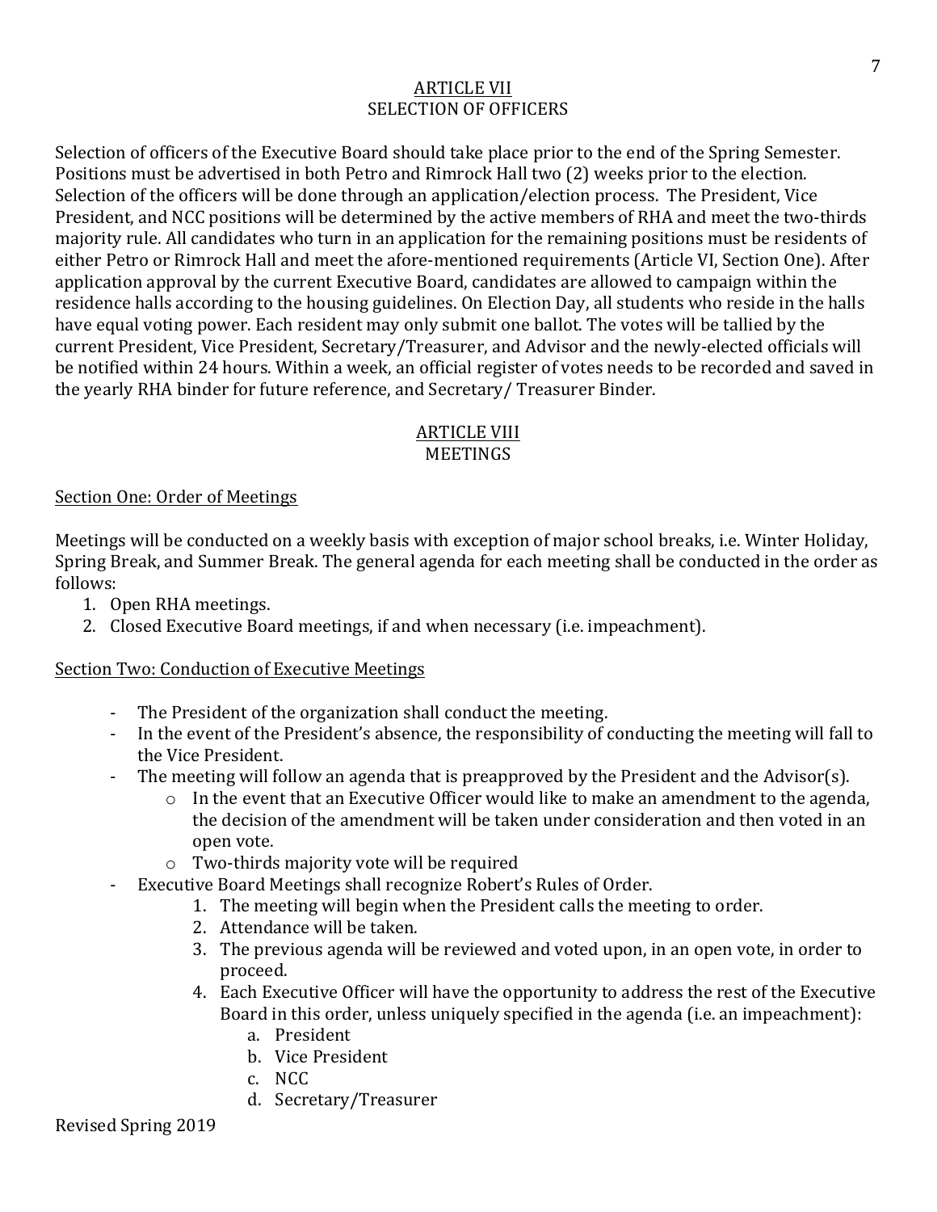## ARTICLE VII
## SELECTION OF OFFICERS

Selection of officers of the Executive Board should take place prior to the end of the Spring Semester. Positions must be advertised in both Petro and Rimrock Hall two (2) weeks prior to the election. Selection of the officers will be done through an application/election process. The President, Vice President, and NCC positions will be determined by the active members of RHA and meet the two-thirds majority rule. All candidates who turn in an application for the remaining positions must be residents of either Petro or Rimrock Hall and meet the afore-mentioned requirements (Article VI, Section One). After application approval by the current Executive Board, candidates are allowed to campaign within the residence halls according to the housing guidelines. On Election Day, all students who reside in the halls have equal voting power. Each resident may only submit one ballot. The votes will be tallied by the current President, Vice President, Secretary/Treasurer, and Advisor and the newly-elected officials will be notified within 24 hours. Within a week, an official register of votes needs to be recorded and saved in the yearly RHA binder for future reference, and Secretary/ Treasurer Binder.

## ARTICLE VIII
## MEETINGS

### Section One: Order of Meetings

Meetings will be conducted on a weekly basis with exception of major school breaks, i.e. Winter Holiday, Spring Break, and Summer Break. The general agenda for each meeting shall be conducted in the order as follows:

1. Open RHA meetings.
2. Closed Executive Board meetings, if and when necessary (i.e. impeachment).

### Section Two: Conduction of Executive Meetings

- The President of the organization shall conduct the meeting.
- In the event of the President's absence, the responsibility of conducting the meeting will fall to the Vice President.
- The meeting will follow an agenda that is preapproved by the President and the Advisor(s).
  - In the event that an Executive Officer would like to make an amendment to the agenda, the decision of the amendment will be taken under consideration and then voted in an open vote.
  - Two-thirds majority vote will be required
- Executive Board Meetings shall recognize Robert's Rules of Order.
  1. The meeting will begin when the President calls the meeting to order.
  2. Attendance will be taken.
  3. The previous agenda will be reviewed and voted upon, in an open vote, in order to proceed.
  4. Each Executive Officer will have the opportunity to address the rest of the Executive Board in this order, unless uniquely specified in the agenda (i.e. an impeachment):
     a. President
     b. Vice President
     c. NCC
     d. Secretary/Treasurer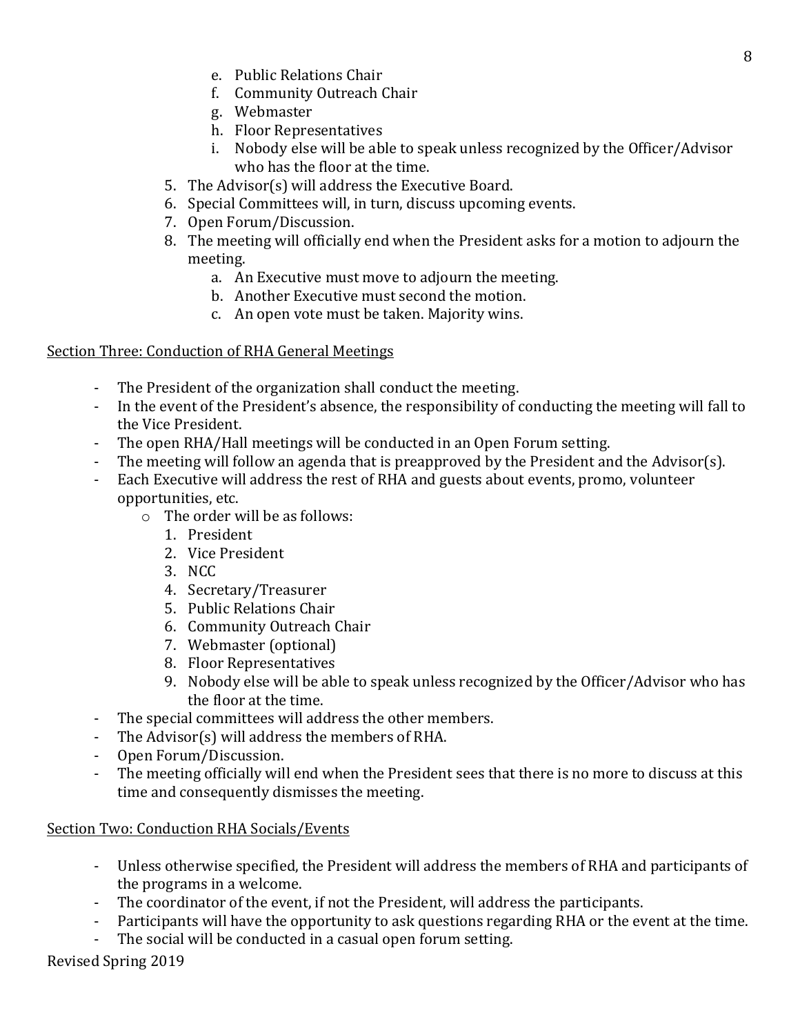e. Public Relations Chair
   f. Community Outreach Chair
   g. Webmaster
   h. Floor Representatives
   i. Nobody else will be able to speak unless recognized by the Officer/Advisor who has the floor at the time.
5. The Advisor(s) will address the Executive Board.
6. Special Committees will, in turn, discuss upcoming events.
7. Open Forum/Discussion.
8. The meeting will officially end when the President asks for a motion to adjourn the meeting.
   a. An Executive must move to adjourn the meeting.
   b. Another Executive must second the motion.
   c. An open vote must be taken. Majority wins.

Section Three: Conduction of RHA General Meetings

- The President of the organization shall conduct the meeting.
- In the event of the President's absence, the responsibility of conducting the meeting will fall to the Vice President.
- The open RHA/Hall meetings will be conducted in an Open Forum setting.
- The meeting will follow an agenda that is preapproved by the President and the Advisor(s).
- Each Executive will address the rest of RHA and guests about events, promo, volunteer opportunities, etc.
  - The order will be as follows:
    1. President
    2. Vice President
    3. NCC
    4. Secretary/Treasurer
    5. Public Relations Chair
    6. Community Outreach Chair
    7. Webmaster (optional)
    8. Floor Representatives
    9. Nobody else will be able to speak unless recognized by the Officer/Advisor who has the floor at the time.
- The special committees will address the other members.
- The Advisor(s) will address the members of RHA.
- Open Forum/Discussion.
- The meeting officially will end when the President sees that there is no more to discuss at this time and consequently dismisses the meeting.

Section Two: Conduction RHA Socials/Events

- Unless otherwise specified, the President will address the members of RHA and participants of the programs in a welcome.
- The coordinator of the event, if not the President, will address the participants.
- Participants will have the opportunity to ask questions regarding RHA or the event at the time.
- The social will be conducted in a casual open forum setting.

Revised Spring 2019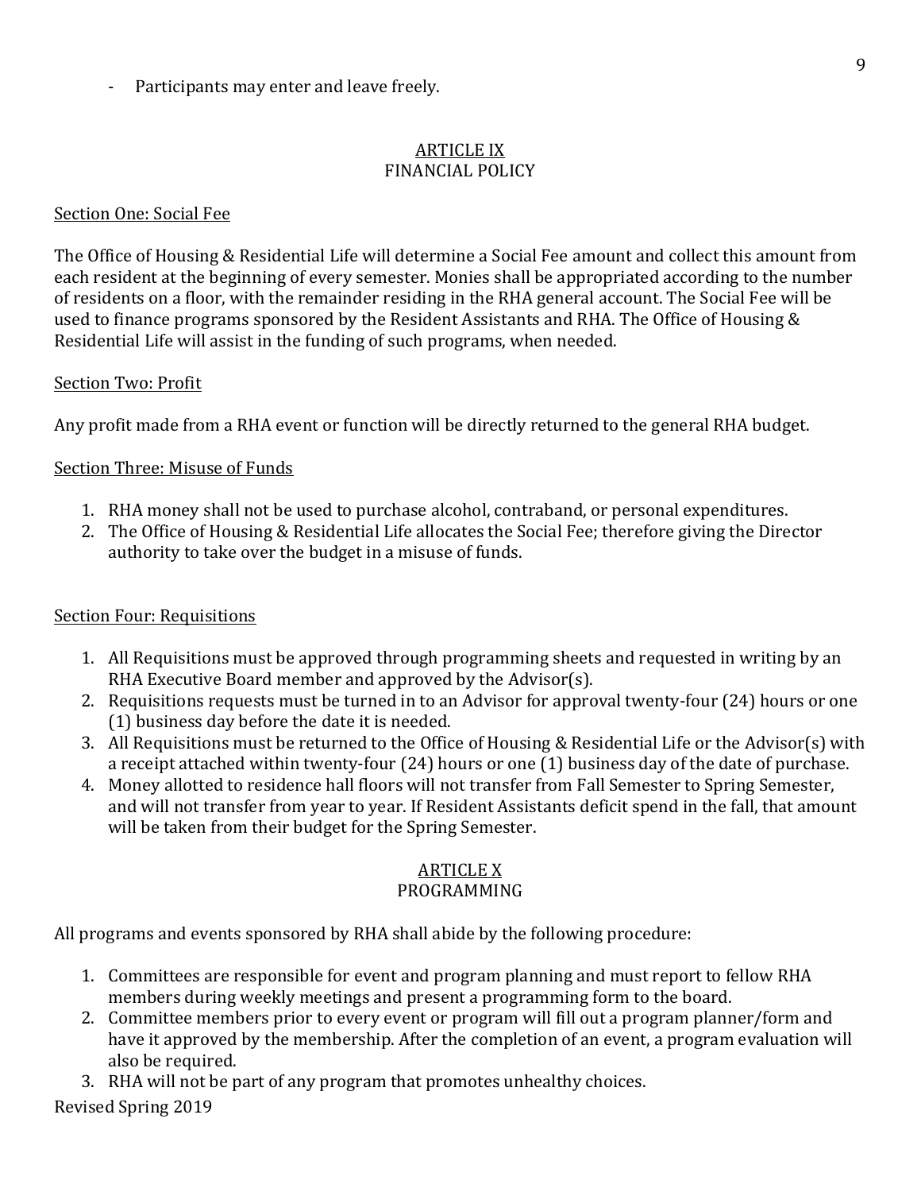- Participants may enter and leave freely.

## ARTICLE IX
## FINANCIAL POLICY

### Section One: Social Fee

The Office of Housing & Residential Life will determine a Social Fee amount and collect this amount from each resident at the beginning of every semester. Monies shall be appropriated according to the number of residents on a floor, with the remainder residing in the RHA general account. The Social Fee will be used to finance programs sponsored by the Resident Assistants and RHA. The Office of Housing & Residential Life will assist in the funding of such programs, when needed.

### Section Two: Profit

Any profit made from a RHA event or function will be directly returned to the general RHA budget.

### Section Three: Misuse of Funds

1. RHA money shall not be used to purchase alcohol, contraband, or personal expenditures.
2. The Office of Housing & Residential Life allocates the Social Fee; therefore giving the Director authority to take over the budget in a misuse of funds.

### Section Four: Requisitions

1. All Requisitions must be approved through programming sheets and requested in writing by an RHA Executive Board member and approved by the Advisor(s).
2. Requisitions requests must be turned in to an Advisor for approval twenty-four (24) hours or one (1) business day before the date it is needed.
3. All Requisitions must be returned to the Office of Housing & Residential Life or the Advisor(s) with a receipt attached within twenty-four (24) hours or one (1) business day of the date of purchase.
4. Money allotted to residence hall floors will not transfer from Fall Semester to Spring Semester, and will not transfer from year to year. If Resident Assistants deficit spend in the fall, that amount will be taken from their budget for the Spring Semester.

## ARTICLE X
## PROGRAMMING

All programs and events sponsored by RHA shall abide by the following procedure:

1. Committees are responsible for event and program planning and must report to fellow RHA members during weekly meetings and present a programming form to the board.
2. Committee members prior to every event or program will fill out a program planner/form and have it approved by the membership. After the completion of an event, a program evaluation will also be required.
3. RHA will not be part of any program that promotes unhealthy choices.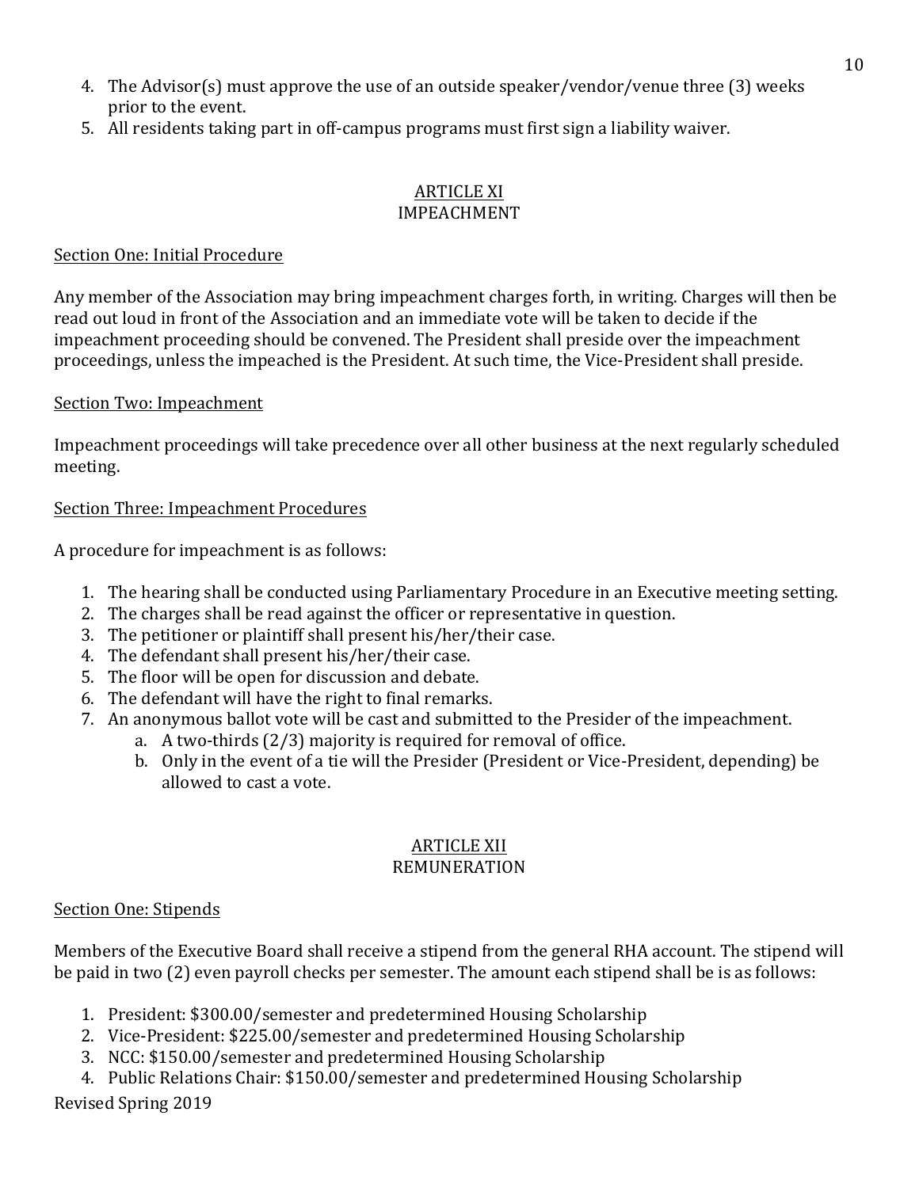4. The Advisor(s) must approve the use of an outside speaker/vendor/venue three (3) weeks prior to the event.
5. All residents taking part in off-campus programs must first sign a liability waiver.

## ARTICLE XI
## IMPEACHMENT

### Section One: Initial Procedure

Any member of the Association may bring impeachment charges forth, in writing. Charges will then be read out loud in front of the Association and an immediate vote will be taken to decide if the impeachment proceeding should be convened. The President shall preside over the impeachment proceedings, unless the impeached is the President. At such time, the Vice-President shall preside.

### Section Two: Impeachment

Impeachment proceedings will take precedence over all other business at the next regularly scheduled meeting.

### Section Three: Impeachment Procedures

A procedure for impeachment is as follows:

1. The hearing shall be conducted using Parliamentary Procedure in an Executive meeting setting.
2. The charges shall be read against the officer or representative in question.
3. The petitioner or plaintiff shall present his/her/their case.
4. The defendant shall present his/her/their case.
5. The floor will be open for discussion and debate.
6. The defendant will have the right to final remarks.
7. An anonymous ballot vote will be cast and submitted to the Presider of the impeachment.
   a. A two-thirds (2/3) majority is required for removal of office.
   b. Only in the event of a tie will the Presider (President or Vice-President, depending) be allowed to cast a vote.

## ARTICLE XII
## REMUNERATION

### Section One: Stipends

Members of the Executive Board shall receive a stipend from the general RHA account. The stipend will be paid in two (2) even payroll checks per semester. The amount each stipend shall be is as follows:

1. President: $300.00/semester and predetermined Housing Scholarship
2. Vice-President: $225.00/semester and predetermined Housing Scholarship
3. NCC: $150.00/semester and predetermined Housing Scholarship
4. Public Relations Chair: $150.00/semester and predetermined Housing Scholarship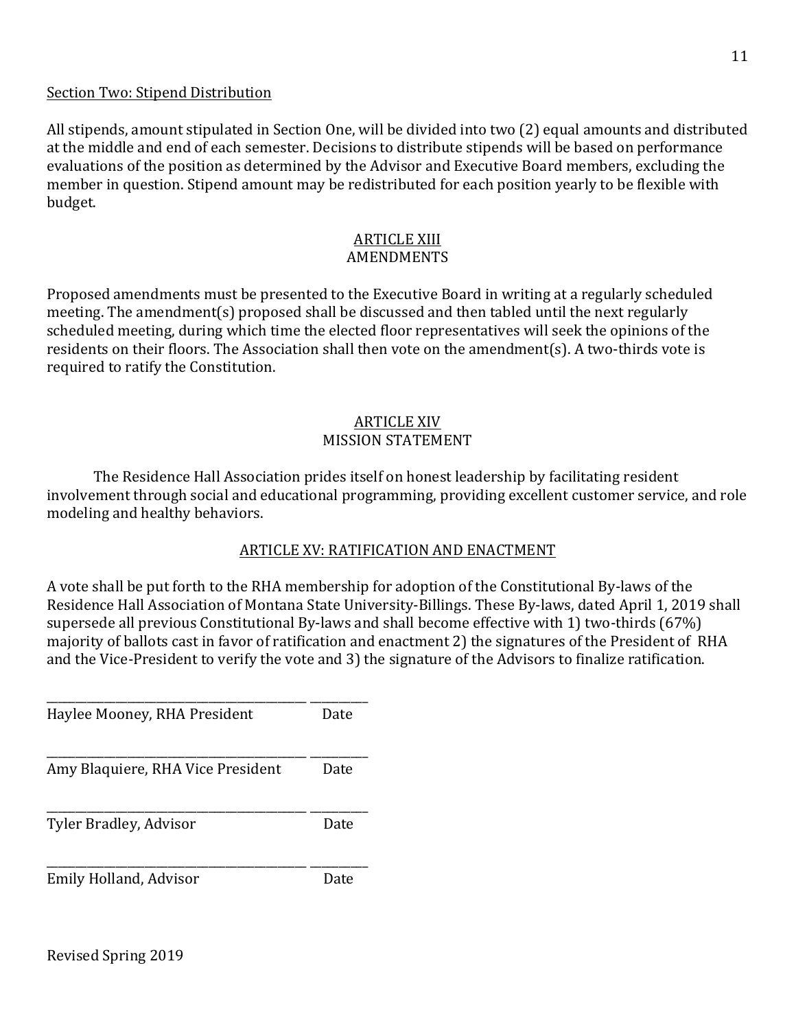### Section Two: Stipend Distribution

All stipends, amount stipulated in Section One, will be divided into two (2) equal amounts and distributed at the middle and end of each semester. Decisions to distribute stipends will be based on performance evaluations of the position as determined by the Advisor and Executive Board members, excluding the member in question. Stipend amount may be redistributed for each position yearly to be flexible with budget.

## ARTICLE XIII
## AMENDMENTS

Proposed amendments must be presented to the Executive Board in writing at a regularly scheduled meeting. The amendment(s) proposed shall be discussed and then tabled until the next regularly scheduled meeting, during which time the elected floor representatives will seek the opinions of the residents on their floors. The Association shall then vote on the amendment(s). A two-thirds vote is required to ratify the Constitution.

## ARTICLE XIV
## MISSION STATEMENT

The Residence Hall Association prides itself on honest leadership by facilitating resident involvement through social and educational programming, providing excellent customer service, and role modeling and healthy behaviors.

## ARTICLE XV: RATIFICATION AND ENACTMENT

A vote shall be put forth to the RHA membership for adoption of the Constitutional By-laws of the Residence Hall Association of Montana State University-Billings. These By-laws, dated April 1, 2019 shall supersede all previous Constitutional By-laws and shall become effective with 1) two-thirds (67%) majority of ballots cast in favor of ratification and enactment 2) the signatures of the President of RHA and the Vice-President to verify the vote and 3) the signature of the Advisors to finalize ratification.

\_\_\_\_\_\_\_\_\_\_\_\_\_\_\_\_\_\_\_\_\_\_\_\_\_\_\_\_\_\_\_\_\_\_\_\_ \_\_\_\_\_\_\_\_\_\_
Haylee Mooney, RHA President Date

\_\_\_\_\_\_\_\_\_\_\_\_\_\_\_\_\_\_\_\_\_\_\_\_\_\_\_\_\_\_\_\_\_\_\_\_ \_\_\_\_\_\_\_\_\_\_
Amy Blaquiere, RHA Vice President Date

\_\_\_\_\_\_\_\_\_\_\_\_\_\_\_\_\_\_\_\_\_\_\_\_\_\_\_\_\_\_\_\_\_\_\_\_ \_\_\_\_\_\_\_\_\_\_
Tyler Bradley, Advisor Date

\_\_\_\_\_\_\_\_\_\_\_\_\_\_\_\_\_\_\_\_\_\_\_\_\_\_\_\_\_\_\_\_\_\_\_\_ \_\_\_\_\_\_\_\_\_\_
Emily Holland, Advisor Date

Revised Spring 2019